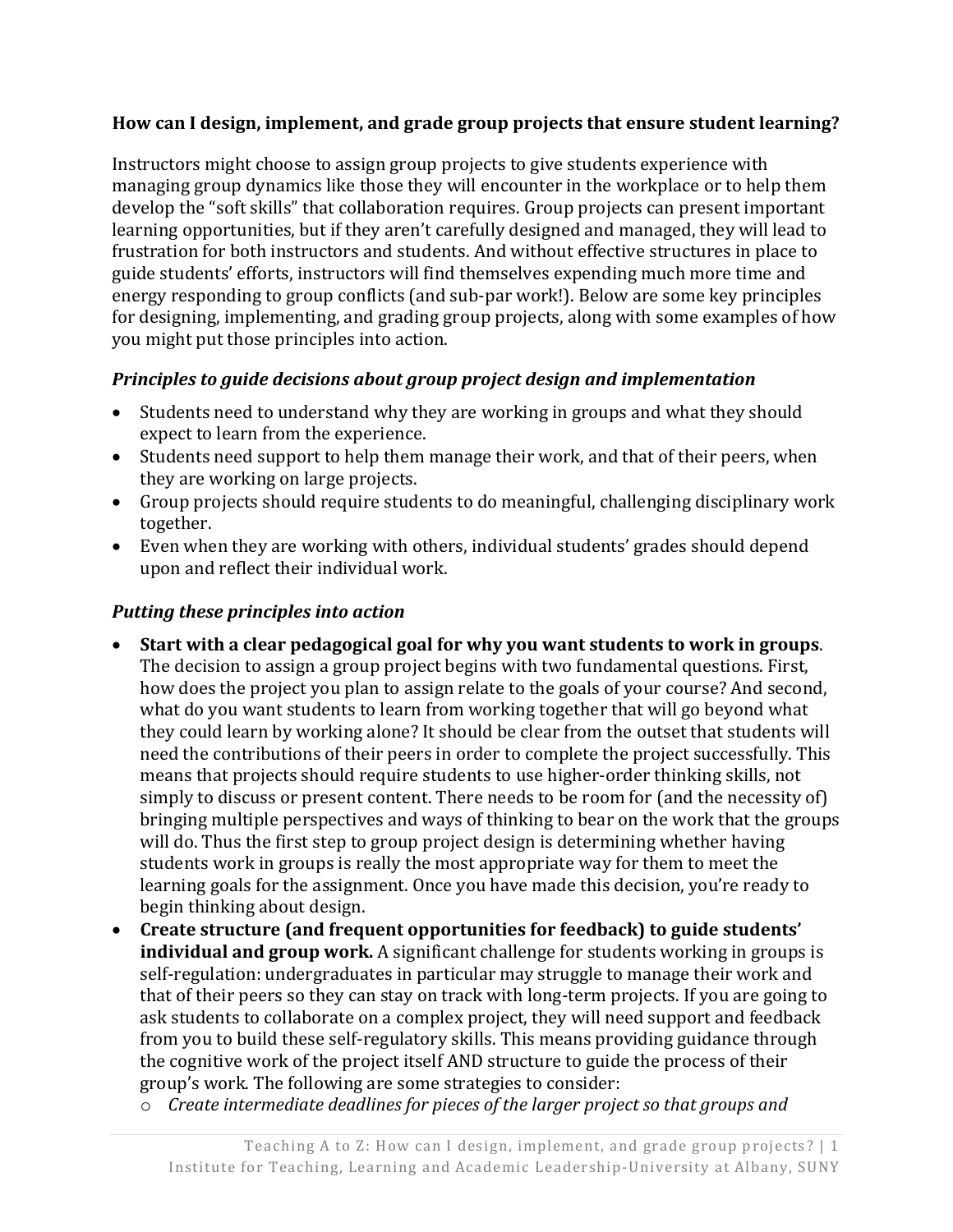**How can I design, implement, and grade group projects that ensure student learning?**

Instructors might choose to assign group projects to give students experience with managing group dynamics like those they will encounter in the workplace or to help them develop the "soft skills" that collaboration requires. Group projects can present important learning opportunities, but if they aren't carefully designed and managed, they will lead to frustration for both instructors and students. And without effective structures in place to guide students' efforts, instructors will find themselves expending much more time and energy responding to group conflicts (and sub-par work!). Below are some key principles for designing, implementing, and grading group projects, along with some examples of how you might put those principles into action.

### *Principles to guide decisions about group project design and implementation*

- Students need to understand why they are working in groups and what they should expect to learn from the experience.
- Students need support to help them manage their work, and that of their peers, when they are working on large projects.
- Group projects should require students to do meaningful, challenging disciplinary work together.
- Even when they are working with others, individual students' grades should depend upon and reflect their individual work.

### *Putting these principles into action*

- **Start with a clear pedagogical goal for why you want students to work in groups**. The decision to assign a group project begins with two fundamental questions. First, how does the project you plan to assign relate to the goals of your course? And second, what do you want students to learn from working together that will go beyond what they could learn by working alone? It should be clear from the outset that students will need the contributions of their peers in order to complete the project successfully. This means that projects should require students to use higher-order thinking skills, not simply to discuss or present content. There needs to be room for (and the necessity of) bringing multiple perspectives and ways of thinking to bear on the work that the groups will do. Thus the first step to group project design is determining whether having students work in groups is really the most appropriate way for them to meet the learning goals for the assignment. Once you have made this decision, you're ready to begin thinking about design.
- **Create structure (and frequent opportunities for feedback) to guide students' individual and group work.** A significant challenge for students working in groups is self-regulation: undergraduates in particular may struggle to manage their work and that of their peers so they can stay on track with long-term projects. If you are going to ask students to collaborate on a complex project, they will need support and feedback from you to build these self-regulatory skills. This means providing guidance through the cognitive work of the project itself AND structure to guide the process of their group's work. The following are some strategies to consider:
  - *Create intermediate deadlines for pieces of the larger project so that groups and*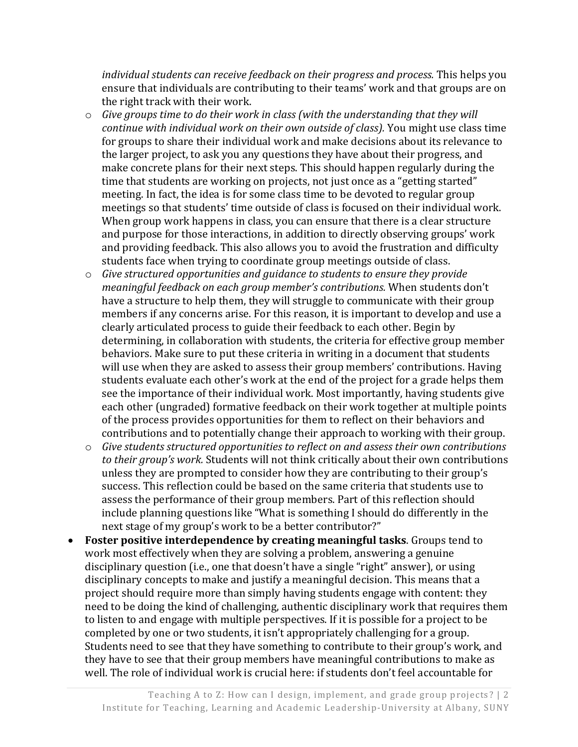*individual students can receive feedback on their progress and process.* This helps you ensure that individuals are contributing to their teams' work and that groups are on the right track with their work.

  - *Give groups time to do their work in class (with the understanding that they will continue with individual work on their own outside of class).* You might use class time for groups to share their individual work and make decisions about its relevance to the larger project, to ask you any questions they have about their progress, and make concrete plans for their next steps. This should happen regularly during the time that students are working on projects, not just once as a "getting started" meeting. In fact, the idea is for some class time to be devoted to regular group meetings so that students' time outside of class is focused on their individual work. When group work happens in class, you can ensure that there is a clear structure and purpose for those interactions, in addition to directly observing groups' work and providing feedback. This also allows you to avoid the frustration and difficulty students face when trying to coordinate group meetings outside of class.
  - *Give structured opportunities and guidance to students to ensure they provide meaningful feedback on each group member's contributions.* When students don't have a structure to help them, they will struggle to communicate with their group members if any concerns arise. For this reason, it is important to develop and use a clearly articulated process to guide their feedback to each other. Begin by determining, in collaboration with students, the criteria for effective group member behaviors. Make sure to put these criteria in writing in a document that students will use when they are asked to assess their group members' contributions. Having students evaluate each other's work at the end of the project for a grade helps them see the importance of their individual work. Most importantly, having students give each other (ungraded) formative feedback on their work together at multiple points of the process provides opportunities for them to reflect on their behaviors and contributions and to potentially change their approach to working with their group.
  - *Give students structured opportunities to reflect on and assess their own contributions to their group's work.* Students will not think critically about their own contributions unless they are prompted to consider how they are contributing to their group's success. This reflection could be based on the same criteria that students use to assess the performance of their group members. Part of this reflection should include planning questions like "What is something I should do differently in the next stage of my group's work to be a better contributor?"

- **Foster positive interdependence by creating meaningful tasks**. Groups tend to work most effectively when they are solving a problem, answering a genuine disciplinary question (i.e., one that doesn't have a single "right" answer), or using disciplinary concepts to make and justify a meaningful decision. This means that a project should require more than simply having students engage with content: they need to be doing the kind of challenging, authentic disciplinary work that requires them to listen to and engage with multiple perspectives. If it is possible for a project to be completed by one or two students, it isn't appropriately challenging for a group. Students need to see that they have something to contribute to their group's work, and they have to see that their group members have meaningful contributions to make as well. The role of individual work is crucial here: if students don't feel accountable for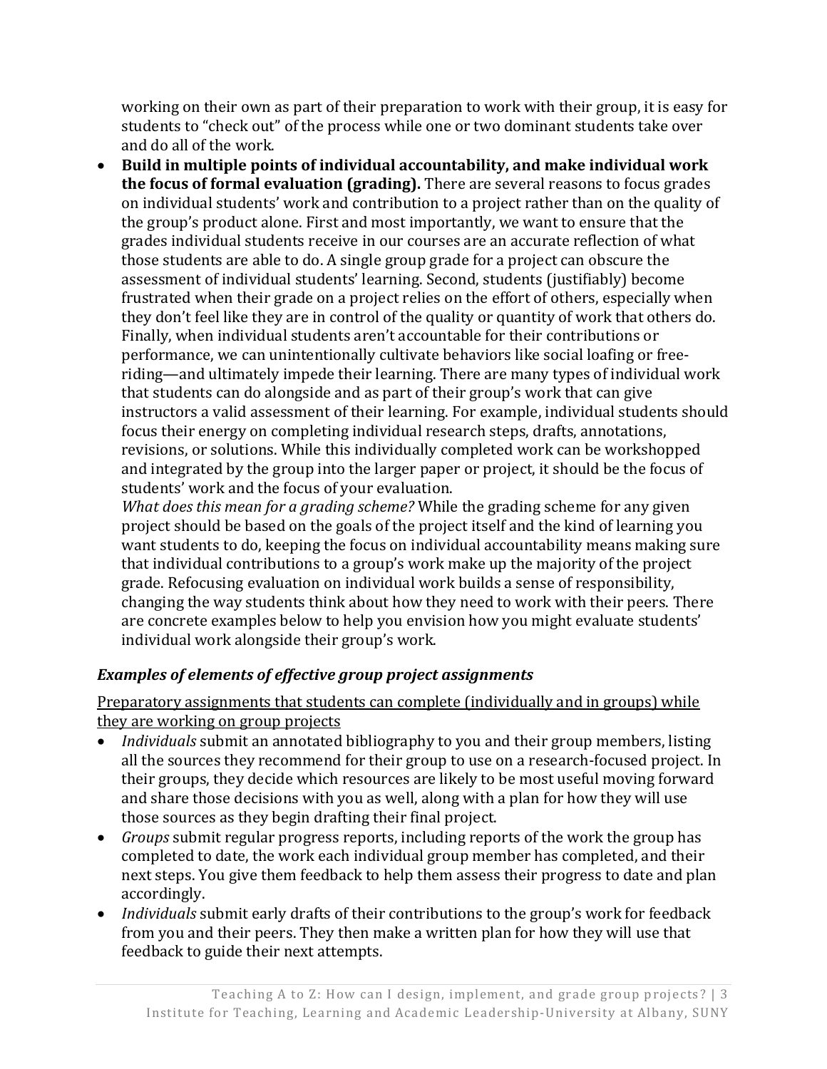working on their own as part of their preparation to work with their group, it is easy for students to "check out" of the process while one or two dominant students take over and do all of the work.

- **Build in multiple points of individual accountability, and make individual work the focus of formal evaluation (grading).** There are several reasons to focus grades on individual students' work and contribution to a project rather than on the quality of the group's product alone. First and most importantly, we want to ensure that the grades individual students receive in our courses are an accurate reflection of what those students are able to do. A single group grade for a project can obscure the assessment of individual students' learning. Second, students (justifiably) become frustrated when their grade on a project relies on the effort of others, especially when they don't feel like they are in control of the quality or quantity of work that others do. Finally, when individual students aren't accountable for their contributions or performance, we can unintentionally cultivate behaviors like social loafing or free-riding—and ultimately impede their learning. There are many types of individual work that students can do alongside and as part of their group's work that can give instructors a valid assessment of their learning. For example, individual students should focus their energy on completing individual research steps, drafts, annotations, revisions, or solutions. While this individually completed work can be workshopped and integrated by the group into the larger paper or project, it should be the focus of students' work and the focus of your evaluation.

  *What does this mean for a grading scheme?* While the grading scheme for any given project should be based on the goals of the project itself and the kind of learning you want students to do, keeping the focus on individual accountability means making sure that individual contributions to a group's work make up the majority of the project grade. Refocusing evaluation on individual work builds a sense of responsibility, changing the way students think about how they need to work with their peers. There are concrete examples below to help you envision how you might evaluate students' individual work alongside their group's work.

### *Examples of elements of effective group project assignments*

<u>Preparatory assignments that students can complete (individually and in groups) while they are working on group projects</u>

- *Individuals* submit an annotated bibliography to you and their group members, listing all the sources they recommend for their group to use on a research-focused project. In their groups, they decide which resources are likely to be most useful moving forward and share those decisions with you as well, along with a plan for how they will use those sources as they begin drafting their final project.
- *Groups* submit regular progress reports, including reports of the work the group has completed to date, the work each individual group member has completed, and their next steps. You give them feedback to help them assess their progress to date and plan accordingly.
- *Individuals* submit early drafts of their contributions to the group's work for feedback from you and their peers. They then make a written plan for how they will use that feedback to guide their next attempts.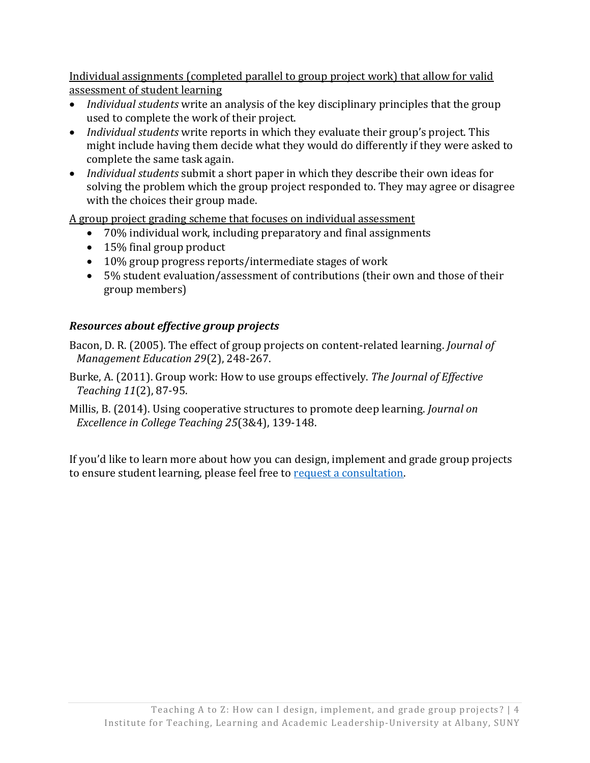Individual assignments (completed parallel to group project work) that allow for valid assessment of student learning

- *Individual students* write an analysis of the key disciplinary principles that the group used to complete the work of their project.
- *Individual students* write reports in which they evaluate their group's project. This might include having them decide what they would do differently if they were asked to complete the same task again.
- *Individual students* submit a short paper in which they describe their own ideas for solving the problem which the group project responded to. They may agree or disagree with the choices their group made.

A group project grading scheme that focuses on individual assessment

- 70% individual work, including preparatory and final assignments
- 15% final group product
- 10% group progress reports/intermediate stages of work
- 5% student evaluation/assessment of contributions (their own and those of their group members)

### *Resources about effective group projects*

Bacon, D. R. (2005). The effect of group projects on content-related learning. *Journal of Management Education 29*(2), 248-267.

Burke, A. (2011). Group work: How to use groups effectively. *The Journal of Effective Teaching 11*(2), 87-95.

Millis, B. (2014). Using cooperative structures to promote deep learning. *Journal on Excellence in College Teaching 25*(3&4), 139-148.

If you'd like to learn more about how you can design, implement and grade group projects to ensure student learning, please feel free to request a consultation.